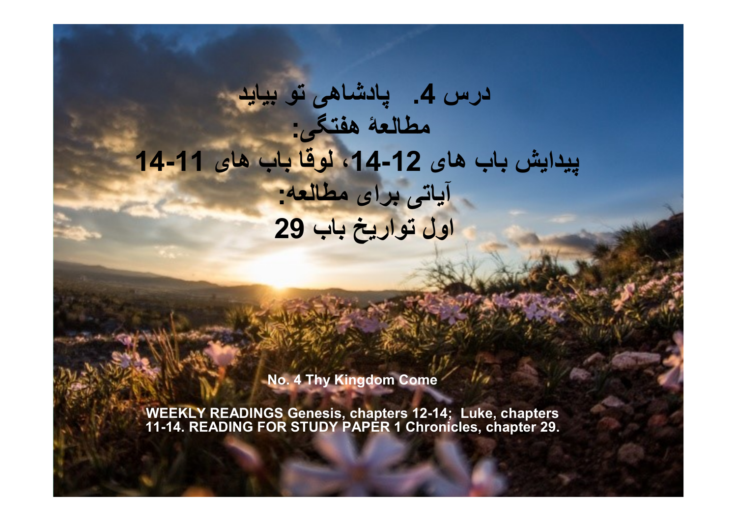# درس 4.  پادشاهی تو بیاید

## مطالعهٔ هفتگی:

## پیدایش باب های 12-14، لوقا باب های 11-14

## آیاتی برای مطالعه:

## اول تواریخ باب 29

**No. 4 Thy Kingdom Come**

**WEEKLY READINGS Genesis, chapters 12-14; Luke, chapters 11-14. READING FOR STUDY PAPER 1 Chronicles, chapter 29.**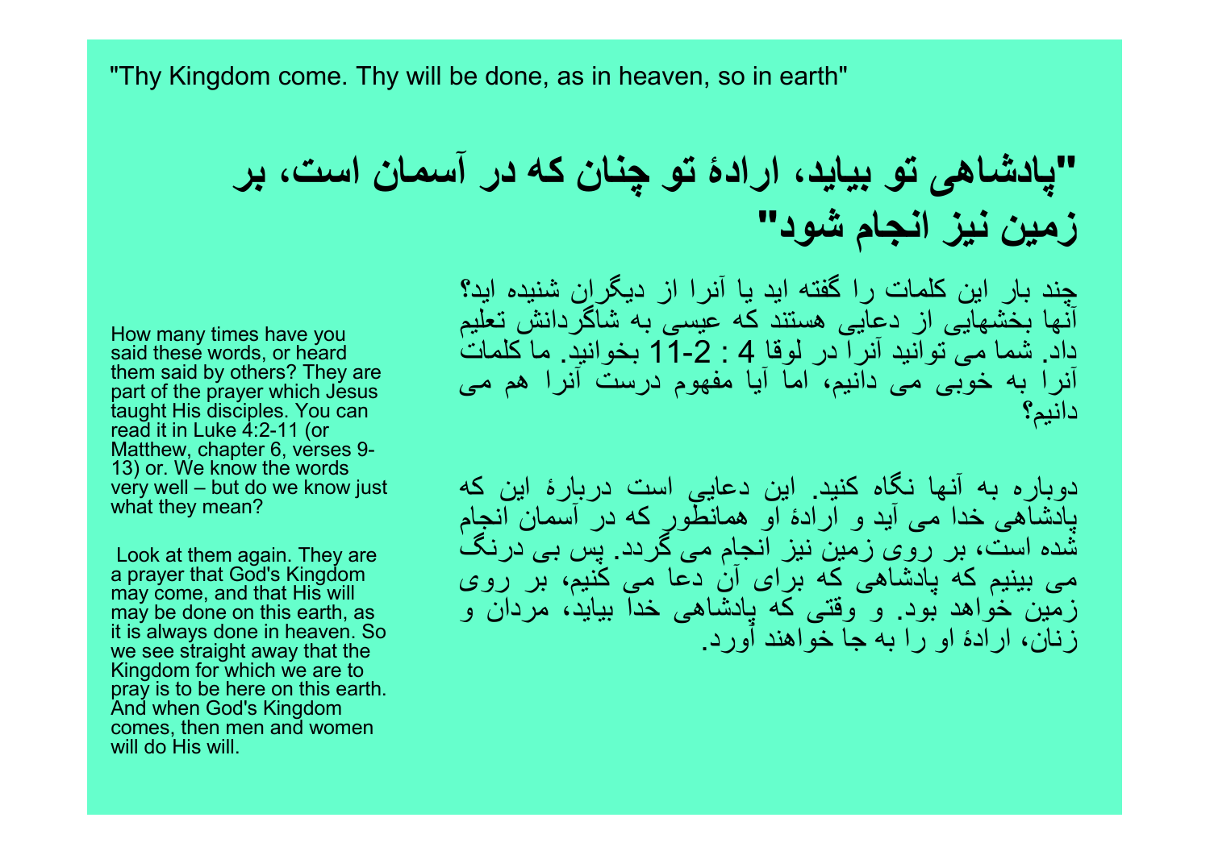"Thy Kingdom come. Thy will be done, as in heaven, so in earth"

# "پادشاهی تو بیاید، ارادۀ تو چنان که در آسمان است، بر زمین نیز انجام شود"

چند بار این کلمات را گفته اید یا آنرا از دیگران شنیده اید؟ آنها بخشهایی از دعایی هستند که عیسی به شاگردانش تعلیم داد. شما می توانید آنرا در لوقا 4 : 2-11 بخوانید. ما کلمات آنرا به خوبی می دانیم، اما آیا مفهوم درست آنرا هم می دانیم؟

دوباره به آنها نگاه کنید. این دعايي است دربارۀ این که پادشاهی خدا می آید و ارادۀ او همانطور که در آسمان انجام شده است، بر روی زمین نیز انجام می گردد. پس بی درنگ می بینیم که پادشاهی که برای آن دعا می کنیم، بر روی زمین خواهد بود. و وقتی که پادشاهی خدا بیاید، مردان و زنان، ارادۀ او را به جا خواهند آورد.

How many times have you said these words, or heard them said by others? They are part of the prayer which Jesus taught His disciples. You can read it in Luke 4:2-11 (or Matthew, chapter 6, verses 9-13) or. We know the words very well – but do we know just what they mean?

Look at them again. They are a prayer that God's Kingdom may come, and that His will may be done on this earth, as it is always done in heaven. So we see straight away that the Kingdom for which we are to pray is to be here on this earth. And when God's Kingdom comes, then men and women will do His will.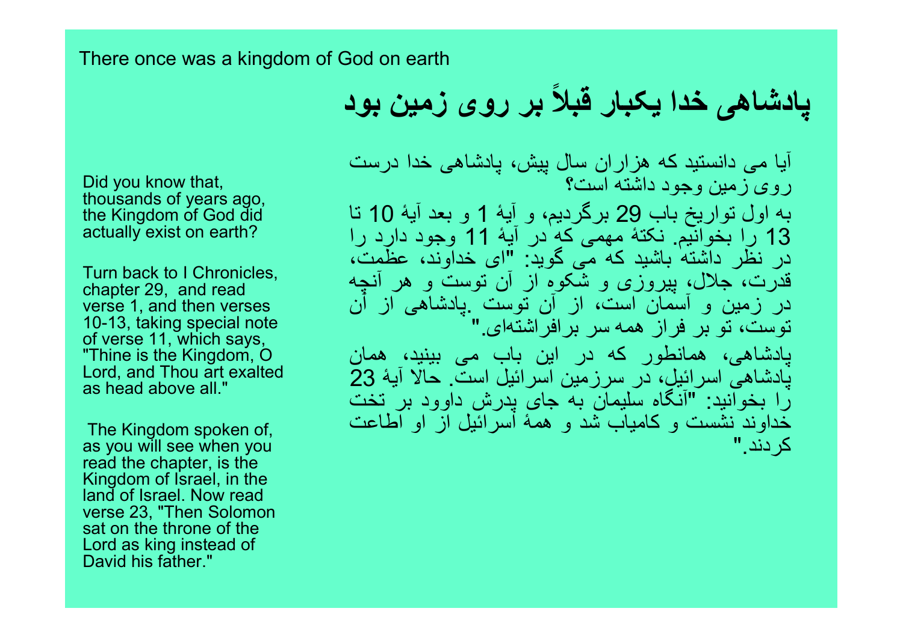There once was a kingdom of God on earth

# پادشاهی خدا یکبار قبلاً بر روی زمین بود

Did you know that, thousands of years ago, the Kingdom of God did actually exist on earth?

Turn back to I Chronicles, chapter 29, and read verse 1, and then verses 10-13, taking special note of verse 11, which says, "Thine is the Kingdom, O Lord, and Thou art exalted as head above all."

The Kingdom spoken of, as you will see when you read the chapter, is the Kingdom of Israel, in the land of Israel. Now read verse 23, "Then Solomon sat on the throne of the Lord as king instead of David his father."

آیا می دانستید که هزاران سال پیش، پادشاهی خدا درست روی زمین وجود داشته است؟

به اول تواریخ باب 29 برگردیم، و آیۀ 1 و بعد آیۀ 10 تا 13 را بخوانیم. نکتۀ مهمی که در آیۀ 11 وجود دارد را در نظر داشته باشید که می گوید: "ای خداوند، عظمت، قدرت، جلال، پیروزی و شکوه از آن توست و هر آنچه در زمین و آسمان است، از آن توست .پادشاهی از آن توست، تو بر فراز همه سر برافراشته‌ای."

پادشاهی، همانطور که در این باب می بینید، همان پادشاهی اسرائیل، در سرزمین اسرائیل است. حالا آیۀ 23 را بخوانید: "آنگاه سلیمان به جای پدرش داوود بر تخت خداوند نشست و کامیاب شد و همۀ اسرائیل از او اطاعت کردند."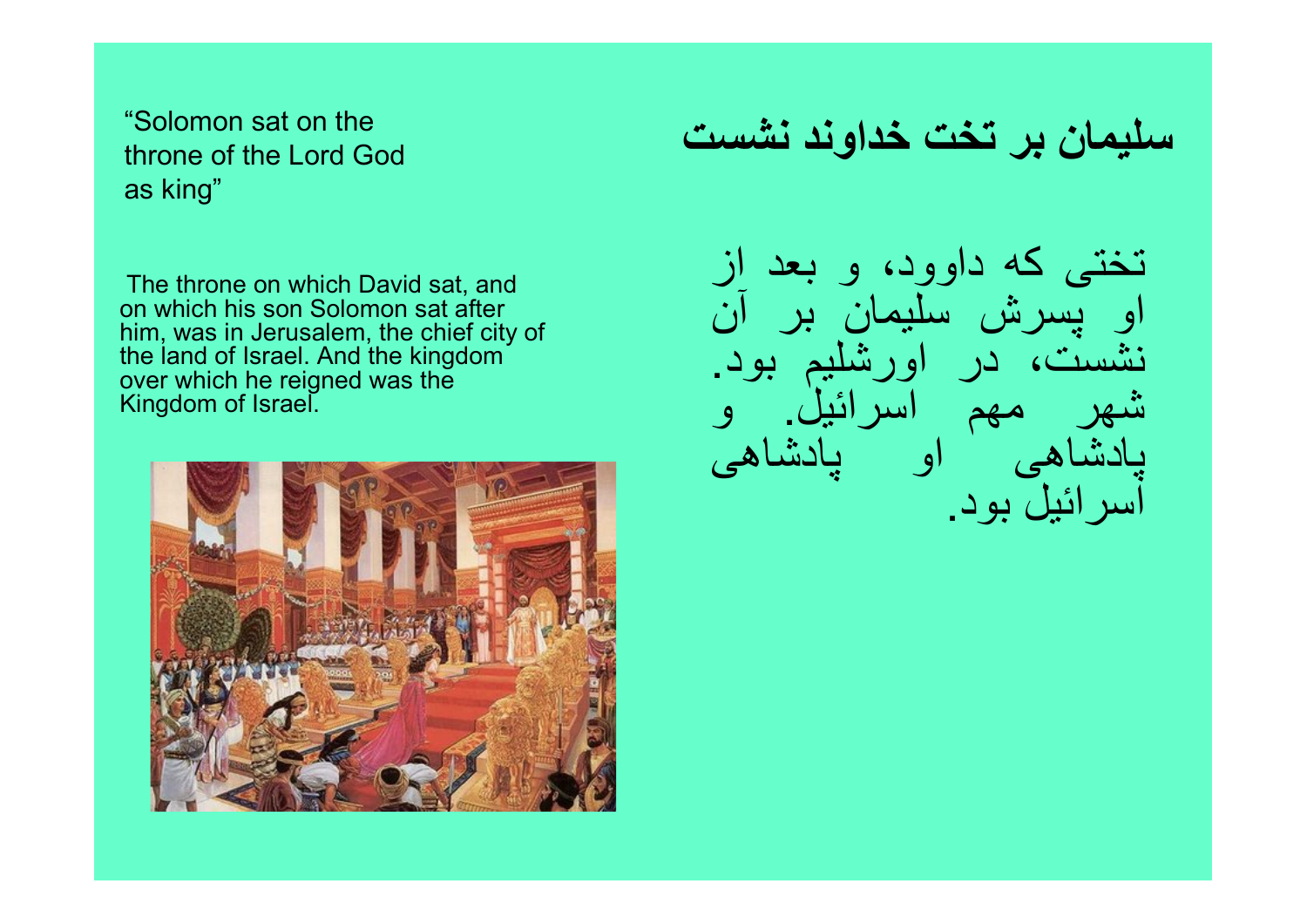"Solomon sat on the throne of the Lord God as king"

The throne on which David sat, and on which his son Solomon sat after him, was in Jerusalem, the chief city of the land of Israel. And the kingdom over which he reigned was the Kingdom of Israel.

## سلیمان بر تخت خداوند نشست

تختی که داوود، و بعد از او پسرش سلیمان بر آن نشست، در اورشلیم بود. شهر مهم اسرائیل. و پادشاهی او پادشاهی اسرائیل بود.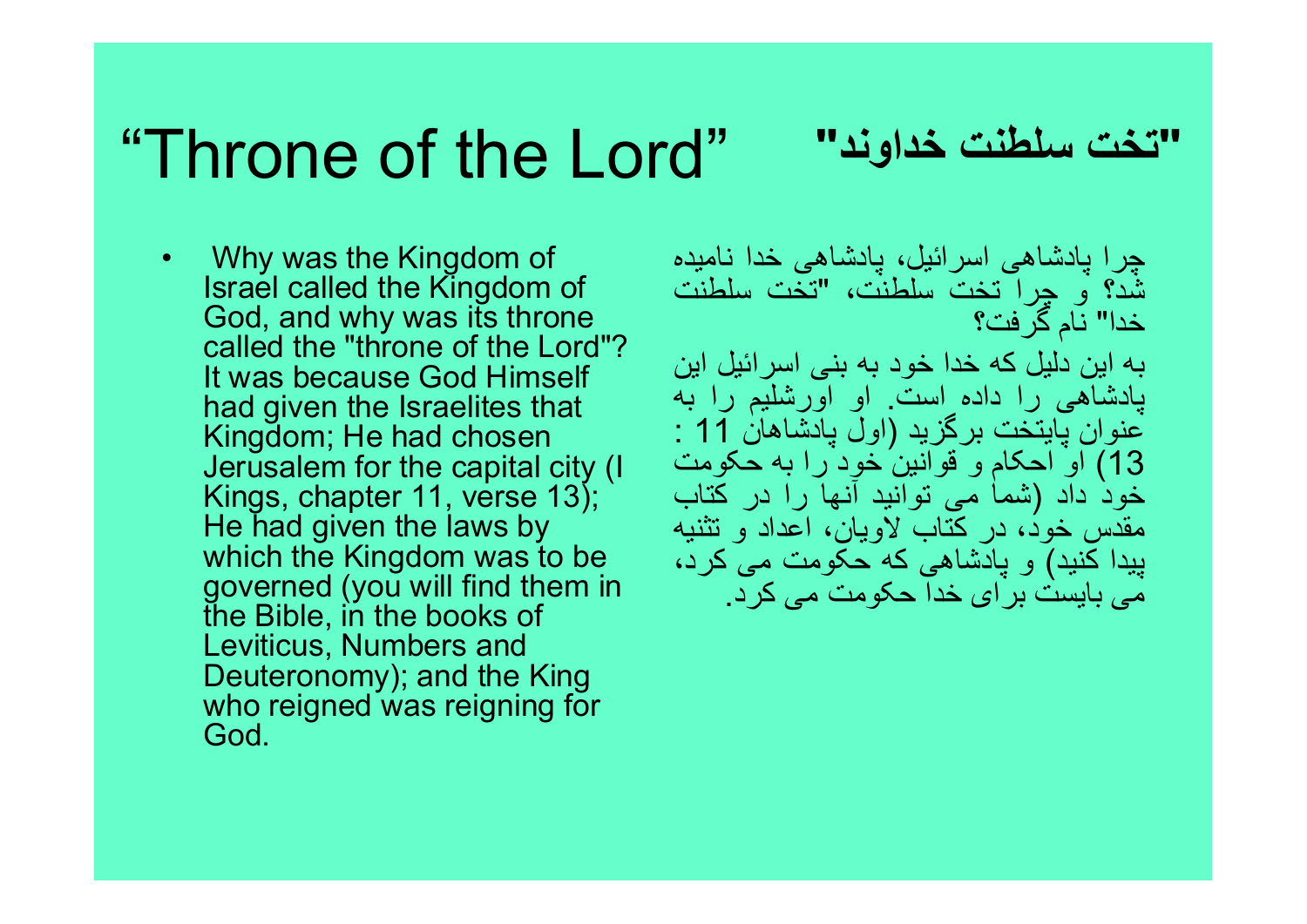# “Throne of the Lord” "تخت سلطنت خداوند"

- Why was the Kingdom of Israel called the Kingdom of God, and why was its throne called the "throne of the Lord"? It was because God Himself had given the Israelites that Kingdom; He had chosen Jerusalem for the capital city (I Kings, chapter 11, verse 13); He had given the laws by which the Kingdom was to be governed (you will find them in the Bible, in the books of Leviticus, Numbers and Deuteronomy); and the King who reigned was reigning for God.

چرا پادشاهی اسرائیل، پادشاهی خدا نامیده شد؟ و چرا تخت سلطنت، "تخت سلطنت خدا" نام گرفت؟

به این دلیل که خدا خود به بنی اسرائیل این پادشاهی را داده است. او اورشلیم را به عنوان پایتخت برگزید (اول پادشاهان 11 : 13) او احکام و قوانین خود را به حکومت خود داد (شما می توانید آنها را در کتاب مقدس خود، در کتاب لاویان، اعداد و تثنیه پیدا کنید) و پادشاهی که حکومت می کرد، می بایست برای خدا حکومت می کرد.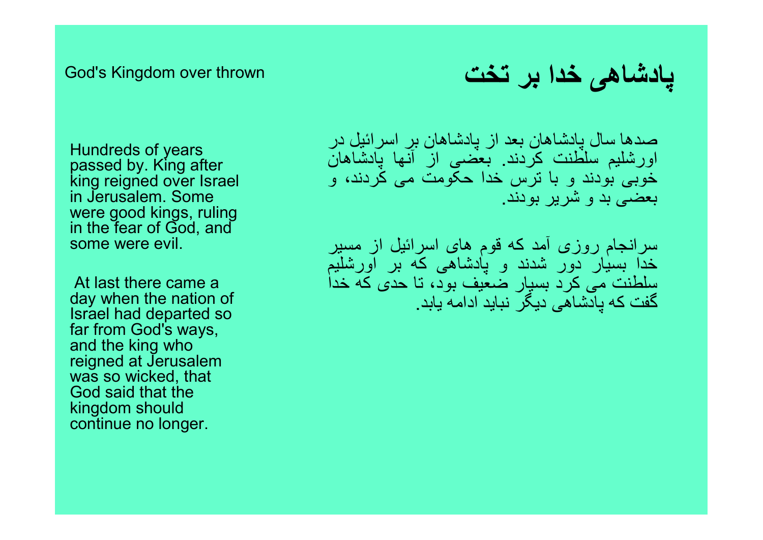God's Kingdom over thrown

# پادشاهی خدا بر تخت

Hundreds of years passed by. King after king reigned over Israel in Jerusalem. Some were good kings, ruling in the fear of God, and some were evil.

At last there came a day when the nation of Israel had departed so far from God's ways, and the king who reigned at Jerusalem was so wicked, that God said that the kingdom should continue no longer.

صدها سال پادشاهان بعد از پادشاهان بر اسرائیل در اورشلیم سلطنت کردند. بعضی از آنها پادشاهان خوبی بودند و با ترس خدا حکومت می کردند، و بعضی بد و شریر بودند.

سرانجام روزی آمد که قوم های اسرائیل از مسیر خدا بسیار دور شدند و پادشاهی که بر اورشلیم سلطنت می کرد بسیار ضعیف بود، تا حدی که خدا گفت که پادشاهی دیگر نباید ادامه یابد.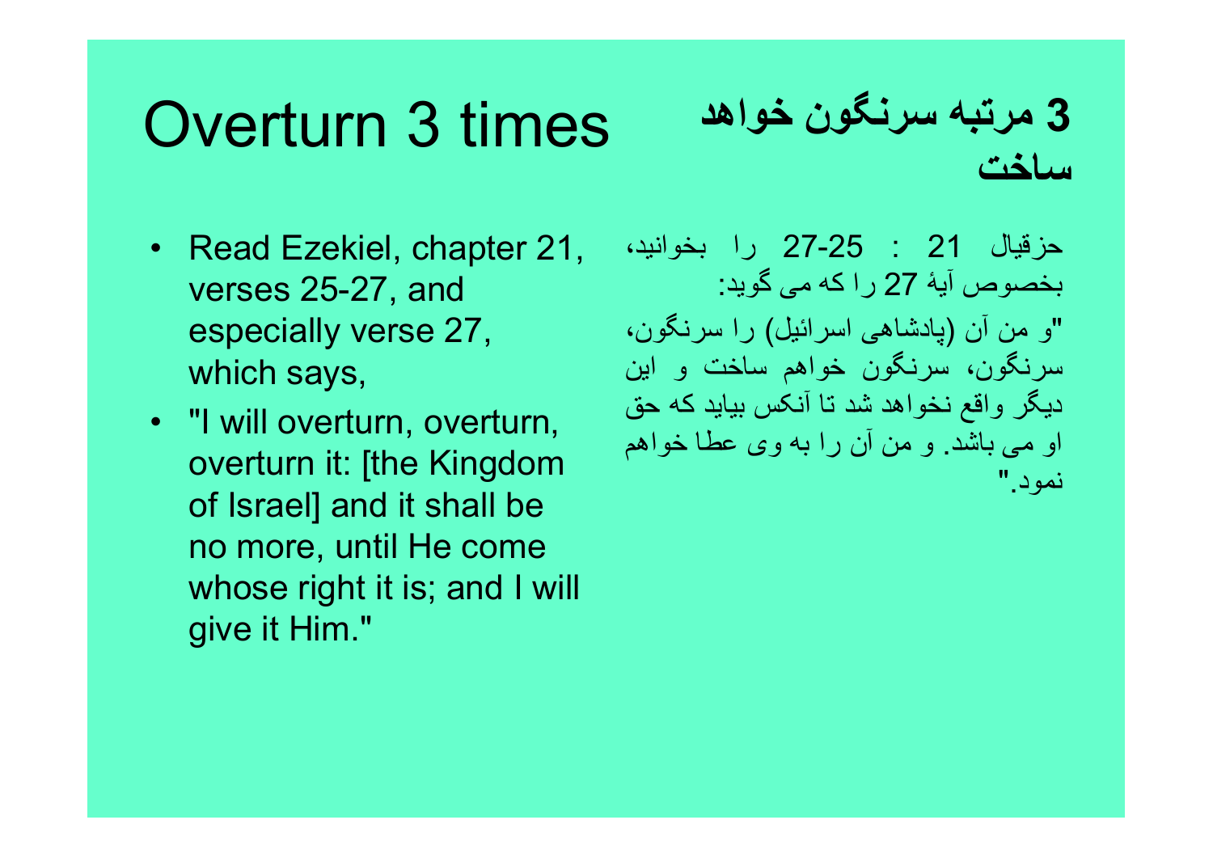# Overturn 3 times

# 3 مرتبه سرنگون خواهد ساخت

- Read Ezekiel, chapter 21, verses 25-27, and especially verse 27, which says,
- "I will overturn, overturn, overturn it: [the Kingdom of Israel] and it shall be no more, until He come whose right it is; and I will give it Him."

حزقیال 21 : 25-27 را بخوانید، بخصوص آیهٔ 27 را که می گوید:

"و من آن (پادشاهی اسرائیل) را سرنگون، سرنگون، سرنگون خواهم ساخت و این دیگر واقع نخواهد شد تا آنکس بیاید که حق او می باشد. و من آن را به وی عطا خواهم نمود."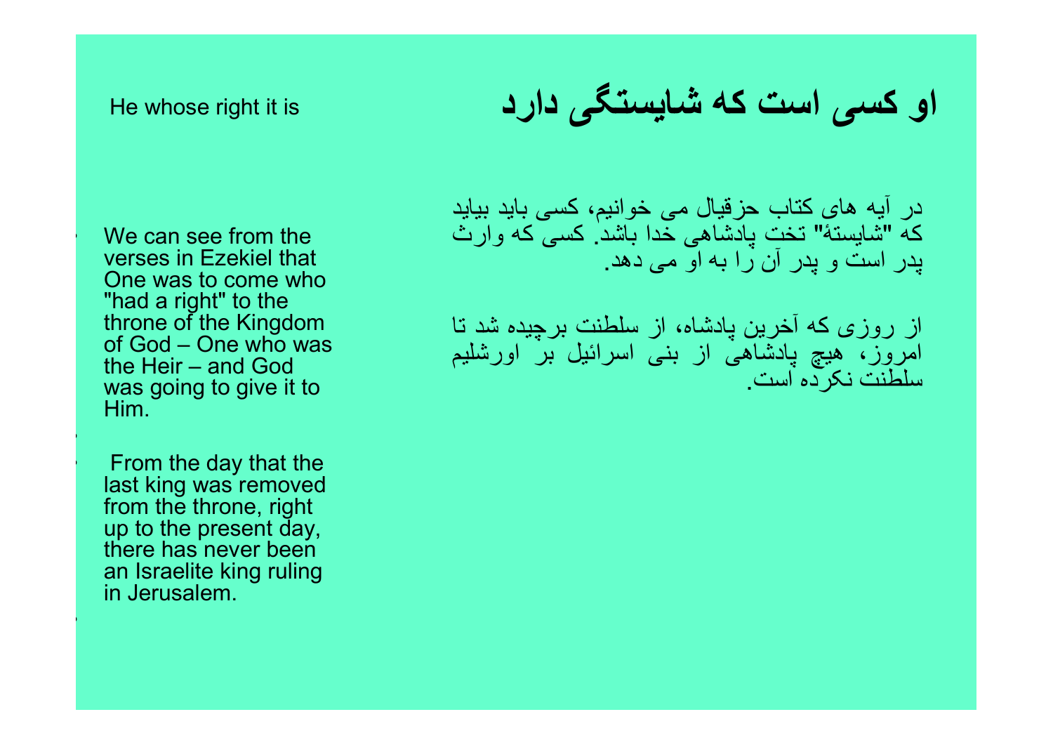He whose right it is

# او کسی است که شایستگی دارد

- We can see from the verses in Ezekiel that One was to come who "had a right" to the throne of the Kingdom of God – One who was the Heir – and God was going to give it to Him.

- From the day that the last king was removed from the throne, right up to the present day, there has never been an Israelite king ruling in Jerusalem.

در آیه های کتاب حزقیال می خوانیم، کسی باید بیاید که "شایستهٔ" تخت پادشاهی خدا باشد. کسی که وارث پدر است و پدر آن را به او می دهد.

از روزی که آخرین پادشاه، از سلطنت برچیده شد تا امروز، هیچ پادشاهی از بنی اسرائیل بر اورشلیم سلطنت نکرده است.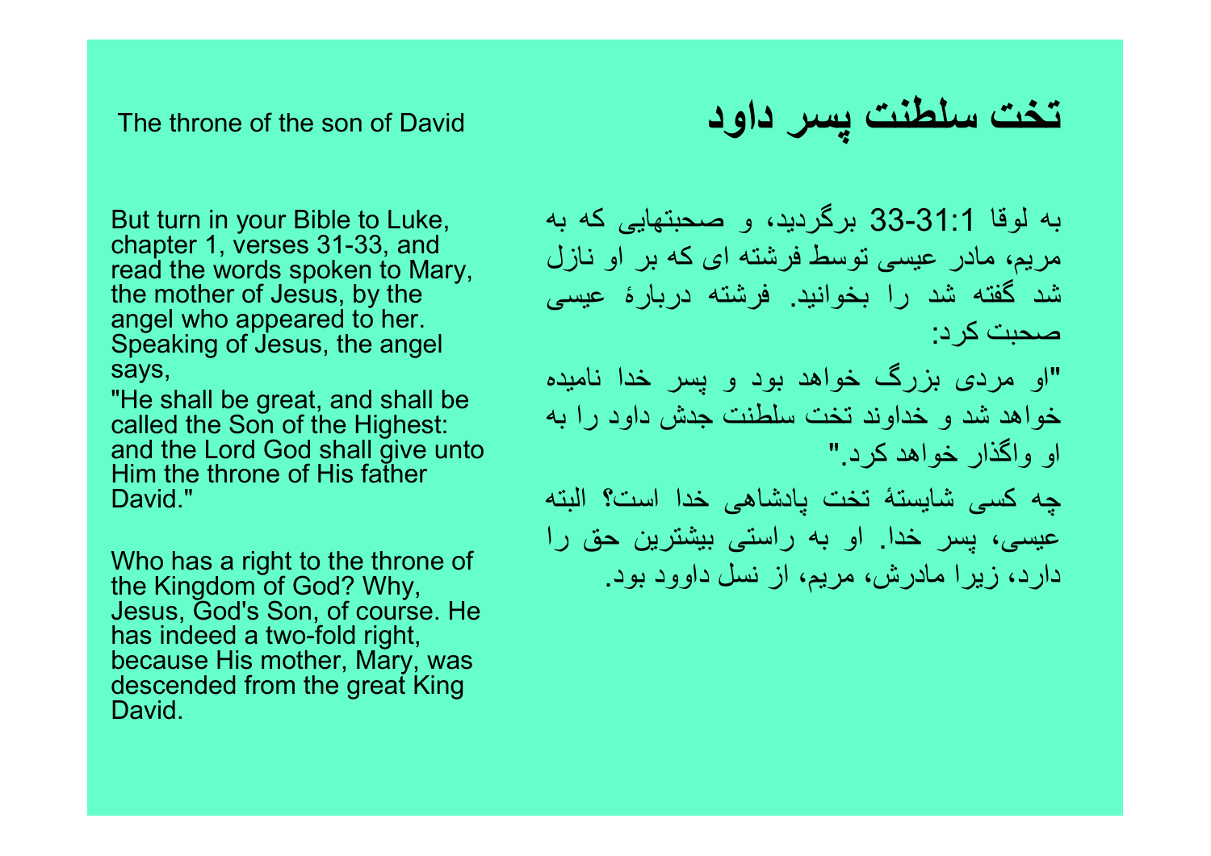## The throne of the son of David

But turn in your Bible to Luke, chapter 1, verses 31-33, and read the words spoken to Mary, the mother of Jesus, by the angel who appeared to her. Speaking of Jesus, the angel says,

"He shall be great, and shall be called the Son of the Highest: and the Lord God shall give unto Him the throne of His father David."

Who has a right to the throne of the Kingdom of God? Why, Jesus, God's Son, of course. He has indeed a two-fold right, because His mother, Mary, was descended from the great King David.

## تخت سلطنت پسر داود

به لوقا 1:31-33 برگردید، و صحبتهایی که به مریم، مادر عیسی توسط فرشته ای که بر او نازل شد گفته شد را بخوانید. فرشته دربارهٔ عیسی صحبت کرد:

"او مردی بزرگ خواهد بود و پسر خدا نامیده خواهد شد و خداوند تخت سلطنت جدش داود را به او واگذار خواهد کرد."

چه کسی شایستهٔ تخت پادشاهی خدا است؟ البته عیسی، پسر خدا. او به راستی بیشترین حق را دارد، زیرا مادرش، مریم، از نسل داوود بود.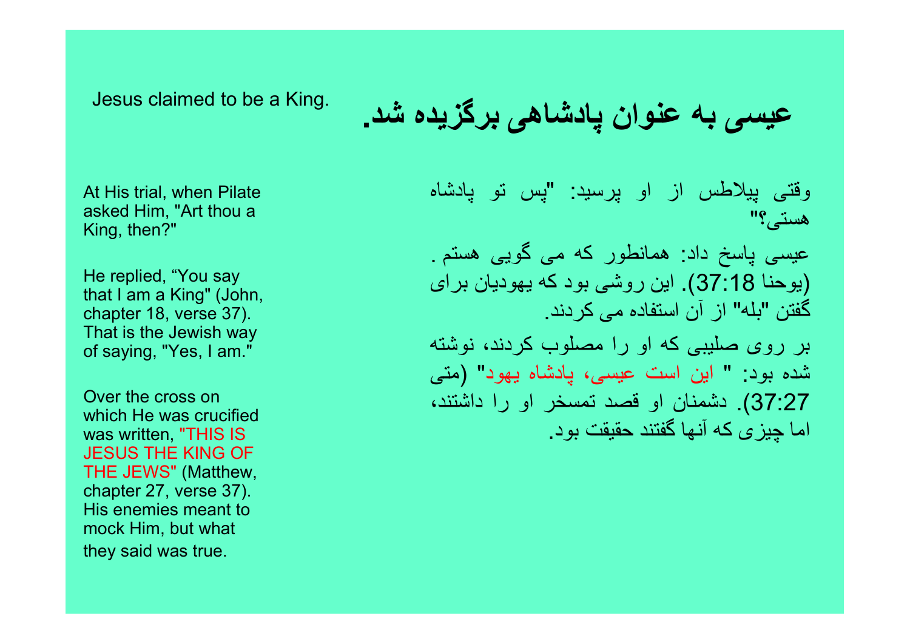Jesus claimed to be a King.

# عیسی به عنوان پادشاهی برگزیده شد.

At His trial, when Pilate asked Him, "Art thou a King, then?"

He replied, “You say that I am a King" (John, chapter 18, verse 37). That is the Jewish way of saying, "Yes, I am."

Over the cross on which He was crucified was written, "THIS IS JESUS THE KING OF THE JEWS" (Matthew, chapter 27, verse 37). His enemies meant to mock Him, but what they said was true.

وقتی پیلاطس از او پرسید: "پس تو پادشاه هستی؟"

عیسی پاسخ داد: همانطور که می گویی هستم . (یوحنا 37:18). این روشی بود که یهودیان برای گفتن "بله" از آن استفاده می کردند.

بر روی صلیبی که او را مصلوب کردند، نوشته شده بود: " این است عیسی، پادشاه یهود" (متی 37:27). دشمنان او قصد تمسخر او را داشتند، اما چیزی که آنها گفتند حقیقت بود.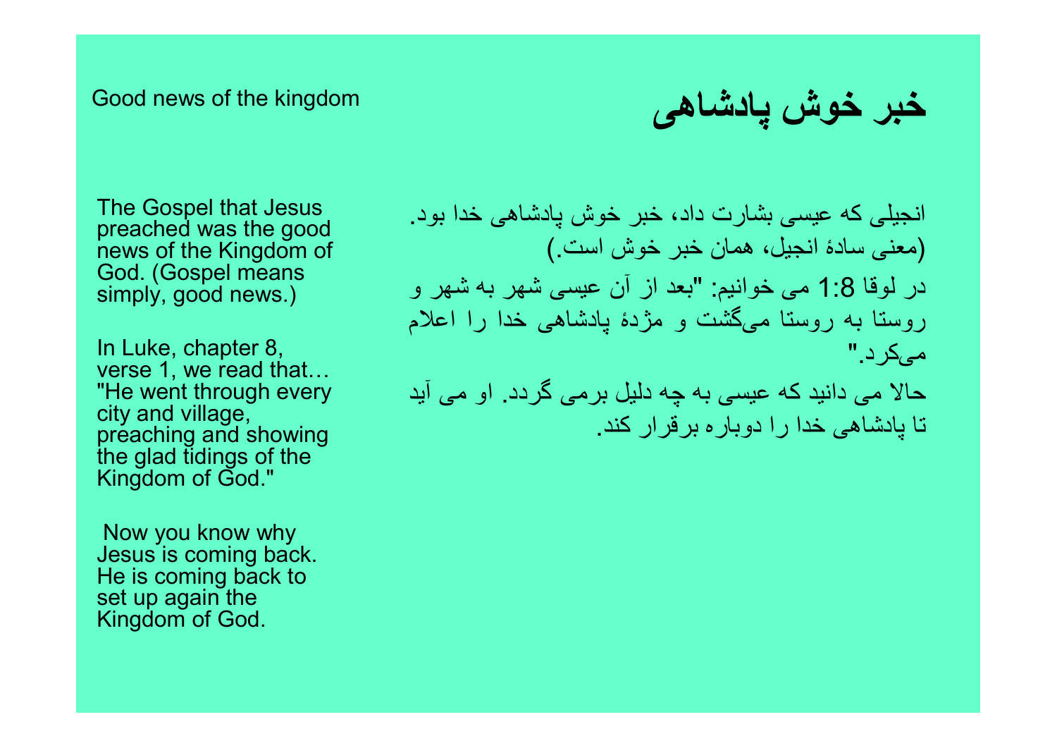Good news of the kingdom

# خبر خوش پادشاهی

The Gospel that Jesus preached was the good news of the Kingdom of God. (Gospel means simply, good news.)

In Luke, chapter 8, verse 1, we read that… "He went through every city and village, preaching and showing the glad tidings of the Kingdom of God."

Now you know why Jesus is coming back. He is coming back to set up again the Kingdom of God.

انجیلی که عیسی بشارت داد، خبر خوش پادشاهی خدا بود. (معنی سادهٔ انجیل، همان خبر خوش است.)

در لوقا 1:8 می خوانیم: "بعد از آن عیسی شهر به شهر و روستا به روستا می‌گشت و مژدهٔ پادشاهی خدا را اعلام می‌کرد."

حالا می دانید که عیسی به چه دلیل برمی گردد. او می آید تا پادشاهی خدا را دوباره برقرار کند.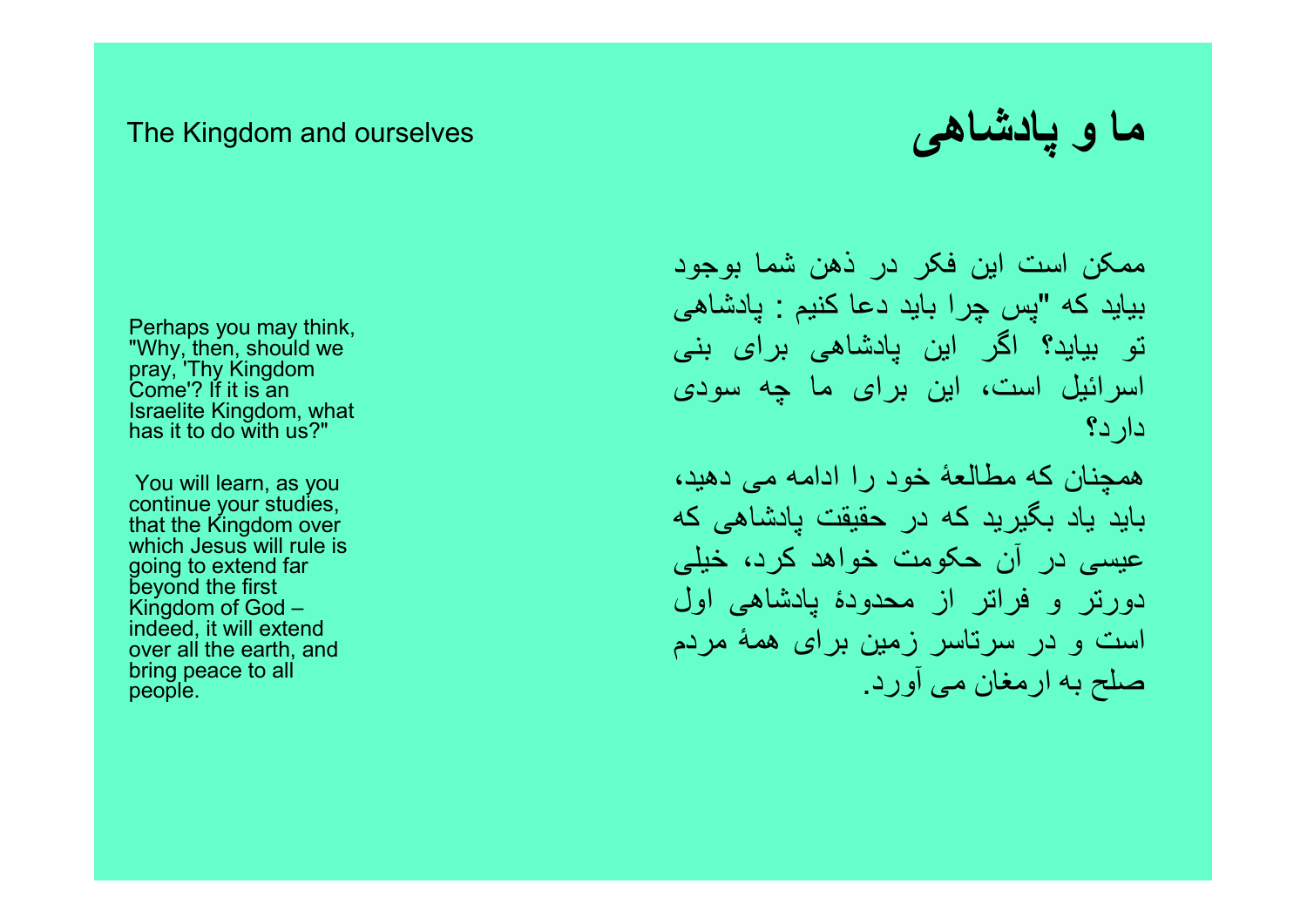# The Kingdom and ourselves

# ما و پادشاهی

Perhaps you may think, "Why, then, should we pray, 'Thy Kingdom Come'? If it is an Israelite Kingdom, what has it to do with us?"

ممکن است این فکر در ذهن شما بوجود بیاید که "پس چرا باید دعا کنیم : پادشاهی تو بیاید؟ اگر این پادشاهی برای بنی اسرائیل است، این برای ما چه سودی دارد؟

You will learn, as you continue your studies, that the Kingdom over which Jesus will rule is going to extend far beyond the first Kingdom of God – indeed, it will extend over all the earth, and bring peace to all people.

همچنان که مطالعهٔ خود را ادامه می دهید، باید یاد بگیرید که در حقیقت پادشاهی که عیسی در آن حکومت خواهد کرد، خیلی دورتر و فراتر از محدودهٔ پادشاهی اول است و در سرتاسر زمین برای همهٔ مردم صلح به ارمغان می آورد.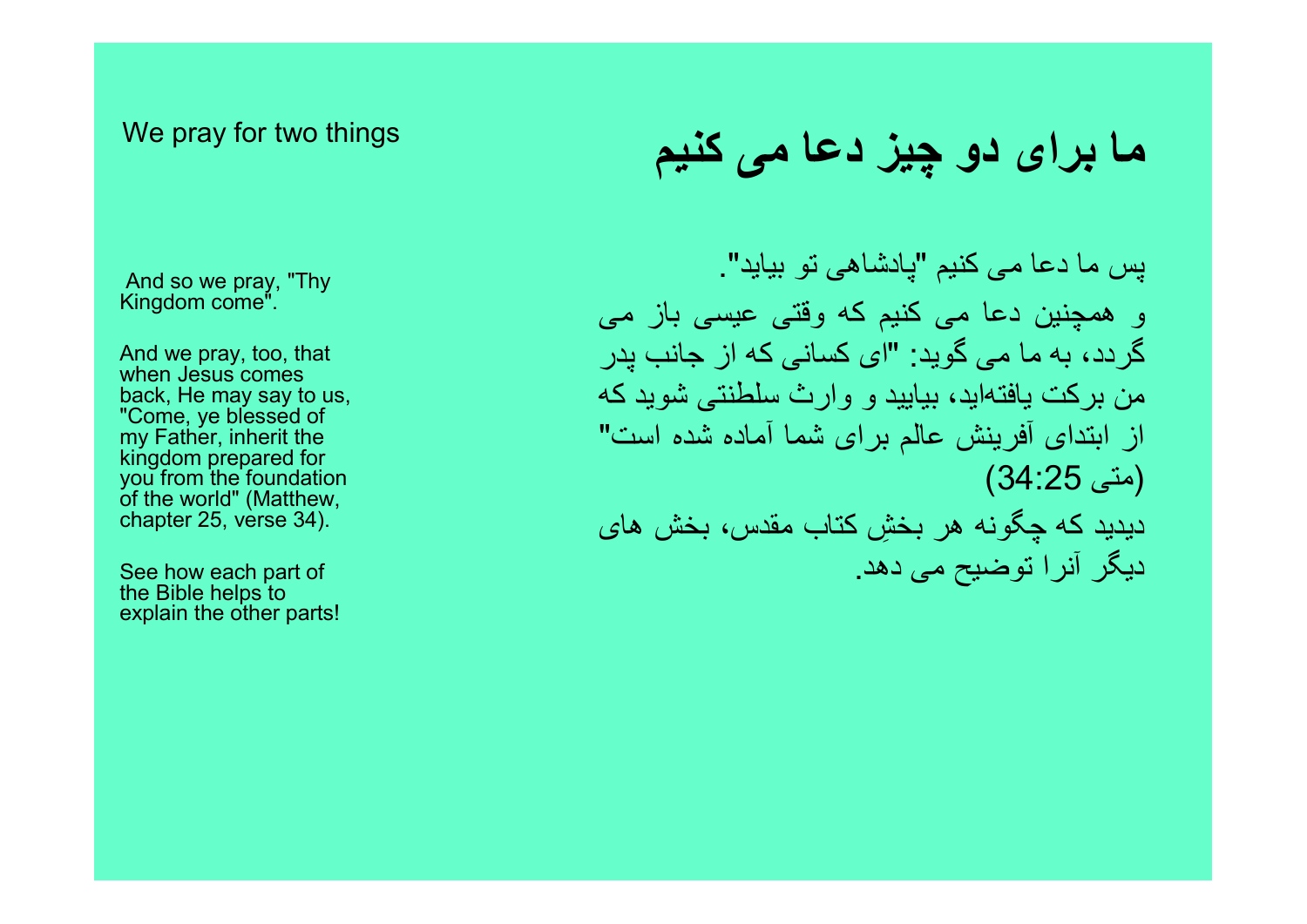# ما برای دو چیز دعا می کنیم

We pray for two things

پس ما دعا می کنیم "پادشاهی تو بیاید".

و همچنین دعا می کنیم که وقتی عیسی باز می گردد، به ما می گوید: "ای کسانی که از جانب پدر من برکت یافته‌اید، بیایید و وارث سلطنتی شوید که از ابتدای آفرینش عالم برای شما آماده شده است" (متی 34:25)

دیدید که چگونه هر بخشِ کتاب مقدس، بخش های دیگر آنرا توضیح می دهد.

And so we pray, "Thy Kingdom come".

And we pray, too, that when Jesus comes back, He may say to us, "Come, ye blessed of my Father, inherit the kingdom prepared for you from the foundation of the world" (Matthew, chapter 25, verse 34).

See how each part of the Bible helps to explain the other parts!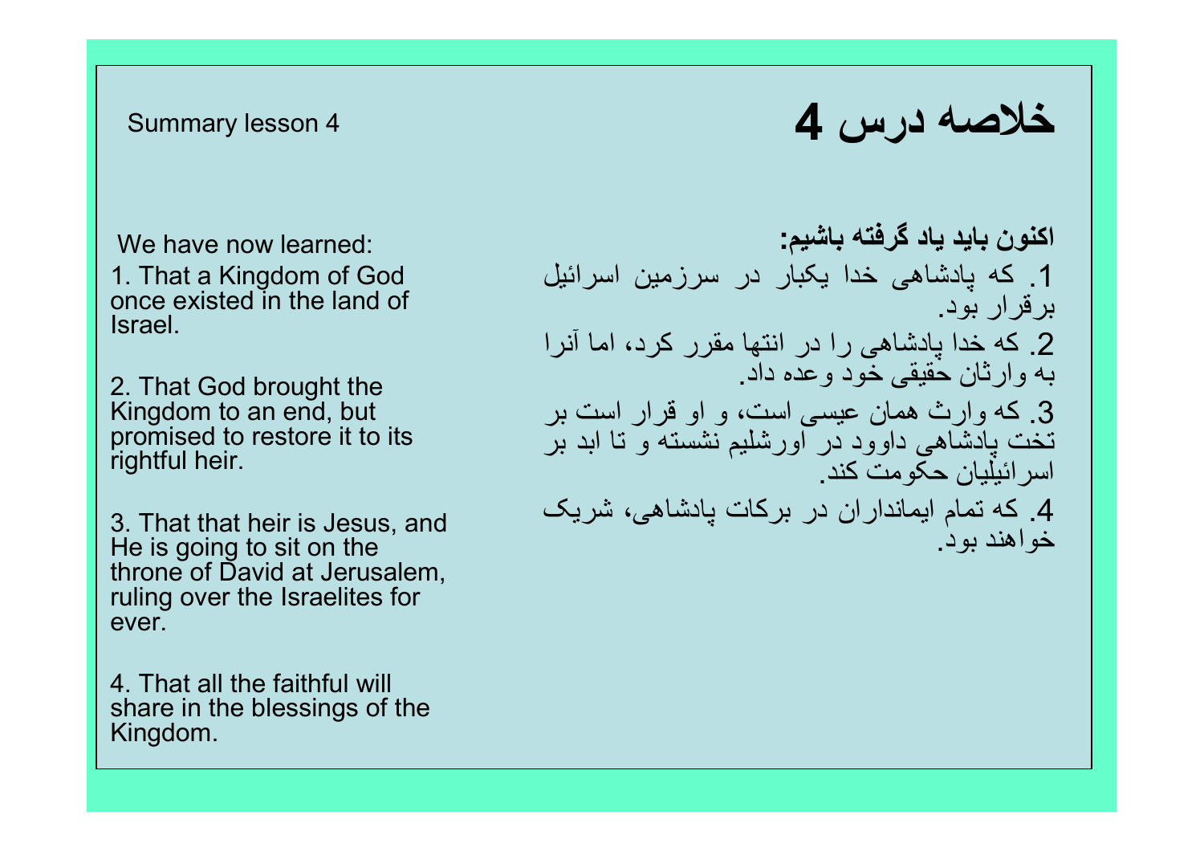# خلاصه درس 4

Summary lesson 4

**اکنون باید یاد گرفته باشیم:**

1. که پادشاهی خدا یکبار در سرزمین اسرائیل برقرار بود.
2. که خدا پادشاهی را در انتها مقرر کرد، اما آنرا به وارثان حقیقی خود وعده داد.
3. که وارث همان عیسی است، و او قرار است بر تخت پادشاهی داوود در اورشلیم نشسته و تا ابد بر اسرائیلیان حکومت کند.
4. که تمام ایمانداران در برکات پادشاهی، شریک خواهند بود.

We have now learned:

1. That a Kingdom of God once existed in the land of Israel.
2. That God brought the Kingdom to an end, but promised to restore it to its rightful heir.
3. That that heir is Jesus, and He is going to sit on the throne of David at Jerusalem, ruling over the Israelites for ever.
4. That all the faithful will share in the blessings of the Kingdom.